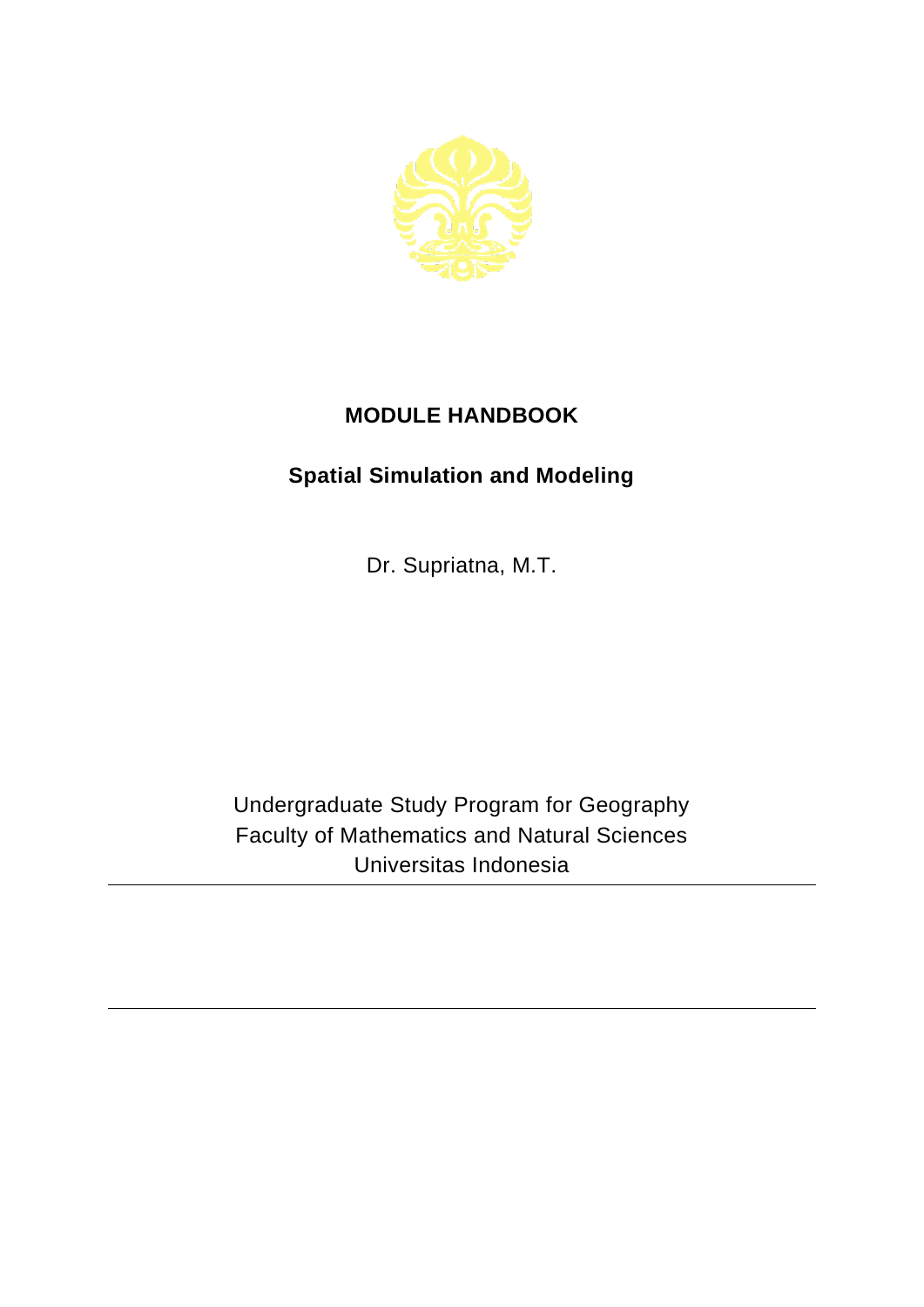# MODULE HANDBOOK

## Spatial Simulation and Modeling

Dr. Supriatna, M.T.

Undergraduate Study Program for Geography
Faculty of Mathematics and Natural Sciences
Universitas Indonesia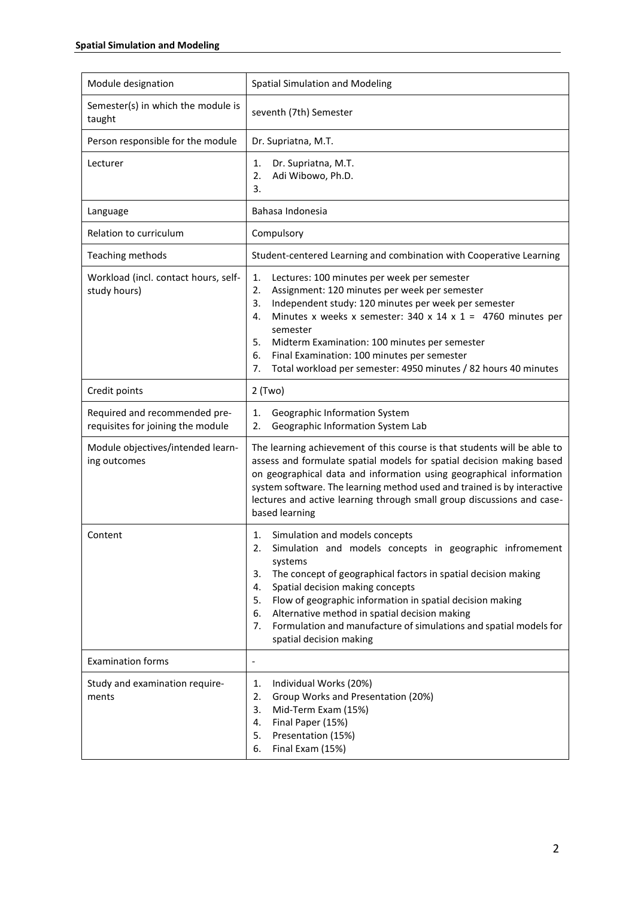| Module designation | Spatial Simulation and Modeling |
|---|---|
| Semester(s) in which the module is taught | seventh (7th) Semester |
| Person responsible for the module | Dr. Supriatna, M.T. |
| Lecturer | 1. Dr. Supriatna, M.T.<br>2. Adi Wibowo, Ph.D.<br>3. |
| Language | Bahasa Indonesia |
| Relation to curriculum | Compulsory |
| Teaching methods | Student-centered Learning and combination with Cooperative Learning |
| Workload (incl. contact hours, self-study hours) | 1. Lectures: 100 minutes per week per semester<br>2. Assignment: 120 minutes per week per semester<br>3. Independent study: 120 minutes per week per semester<br>4. Minutes x weeks x semester: 340 x 14 x 1 = 4760 minutes per semester<br>5. Midterm Examination: 100 minutes per semester<br>6. Final Examination: 100 minutes per semester<br>7. Total workload per semester: 4950 minutes / 82 hours 40 minutes |
| Credit points | 2 (Two) |
| Required and recommended pre-requisites for joining the module | 1. Geographic Information System<br>2. Geographic Information System Lab |
| Module objectives/intended learning outcomes | The learning achievement of this course is that students will be able to assess and formulate spatial models for spatial decision making based on geographical data and information using geographical information system software. The learning method used and trained is by interactive lectures and active learning through small group discussions and case-based learning |
| Content | 1. Simulation and models concepts<br>2. Simulation and models concepts in geographic infromement systems<br>3. The concept of geographical factors in spatial decision making<br>4. Spatial decision making concepts<br>5. Flow of geographic information in spatial decision making<br>6. Alternative method in spatial decision making<br>7. Formulation and manufacture of simulations and spatial models for spatial decision making |
| Examination forms | - |
| Study and examination requirements | 1. Individual Works (20%)<br>2. Group Works and Presentation (20%)<br>3. Mid-Term Exam (15%)<br>4. Final Paper (15%)<br>5. Presentation (15%)<br>6. Final Exam (15%) |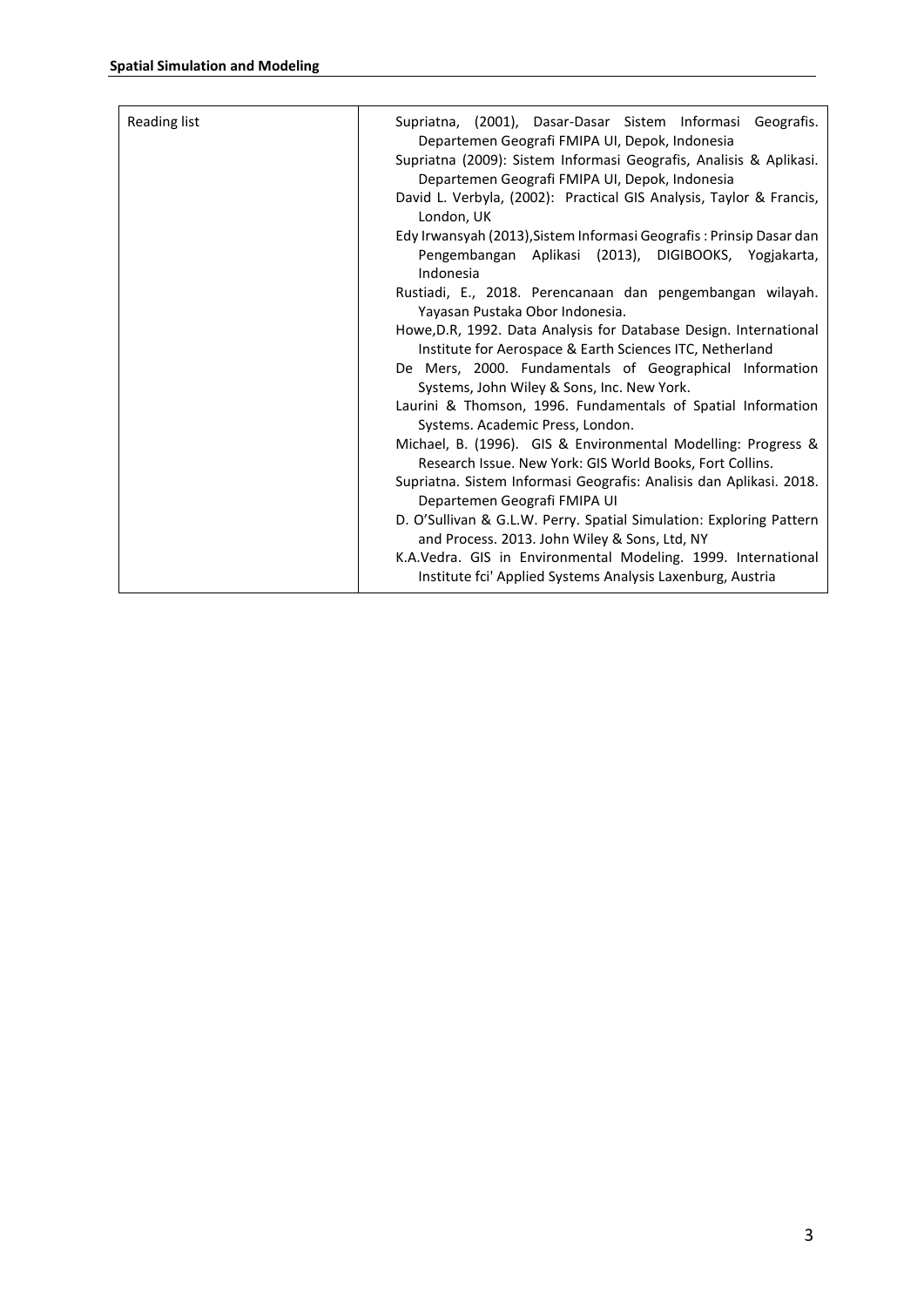| | |
|---|---|
| Reading list | Supriatna, (2001), Dasar-Dasar Sistem Informasi Geografis. Departemen Geografi FMIPA UI, Depok, Indonesia<br>Supriatna (2009): Sistem Informasi Geografis, Analisis & Aplikasi. Departemen Geografi FMIPA UI, Depok, Indonesia<br>David L. Verbyla, (2002): Practical GIS Analysis, Taylor & Francis, London, UK<br>Edy Irwansyah (2013),Sistem Informasi Geografis : Prinsip Dasar dan Pengembangan Aplikasi (2013), DIGIBOOKS, Yogjakarta, Indonesia<br>Rustiadi, E., 2018. Perencanaan dan pengembangan wilayah. Yayasan Pustaka Obor Indonesia.<br>Howe,D.R, 1992. Data Analysis for Database Design. International Institute for Aerospace & Earth Sciences ITC, Netherland<br>De Mers, 2000. Fundamentals of Geographical Information Systems, John Wiley & Sons, Inc. New York.<br>Laurini & Thomson, 1996. Fundamentals of Spatial Information Systems. Academic Press, London.<br>Michael, B. (1996). GIS & Environmental Modelling: Progress & Research Issue. New York: GIS World Books, Fort Collins.<br>Supriatna. Sistem Informasi Geografis: Analisis dan Aplikasi. 2018. Departemen Geografi FMIPA UI<br>D. O'Sullivan & G.L.W. Perry. Spatial Simulation: Exploring Pattern and Process. 2013. John Wiley & Sons, Ltd, NY<br>K.A.Vedra. GIS in Environmental Modeling. 1999. International Institute fci' Applied Systems Analysis Laxenburg, Austria |